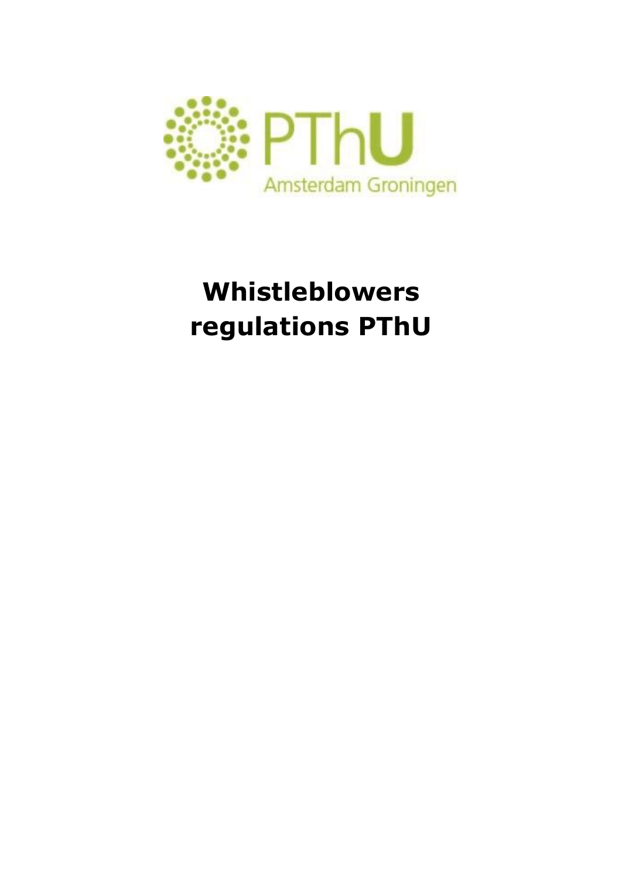PThU

Amsterdam Groningen

# Whistleblowers regulations PThU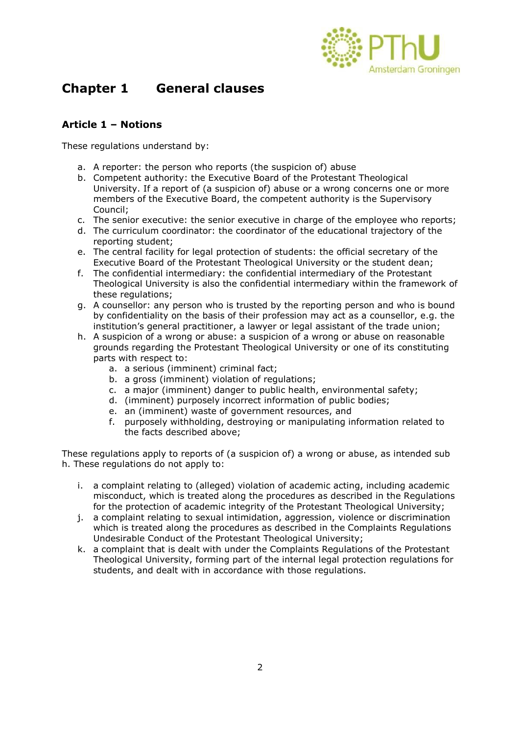## Chapter 1 General clauses

### Article 1 – Notions

These regulations understand by:

a. A reporter: the person who reports (the suspicion of) abuse
b. Competent authority: the Executive Board of the Protestant Theological University. If a report of (a suspicion of) abuse or a wrong concerns one or more members of the Executive Board, the competent authority is the Supervisory Council;
c. The senior executive: the senior executive in charge of the employee who reports;
d. The curriculum coordinator: the coordinator of the educational trajectory of the reporting student;
e. The central facility for legal protection of students: the official secretary of the Executive Board of the Protestant Theological University or the student dean;
f. The confidential intermediary: the confidential intermediary of the Protestant Theological University is also the confidential intermediary within the framework of these regulations;
g. A counsellor: any person who is trusted by the reporting person and who is bound by confidentiality on the basis of their profession may act as a counsellor, e.g. the institution's general practitioner, a lawyer or legal assistant of the trade union;
h. A suspicion of a wrong or abuse: a suspicion of a wrong or abuse on reasonable grounds regarding the Protestant Theological University or one of its constituting parts with respect to:
    a. a serious (imminent) criminal fact;
    b. a gross (imminent) violation of regulations;
    c. a major (imminent) danger to public health, environmental safety;
    d. (imminent) purposely incorrect information of public bodies;
    e. an (imminent) waste of government resources, and
    f. purposely withholding, destroying or manipulating information related to the facts described above;

These regulations apply to reports of (a suspicion of) a wrong or abuse, as intended sub h. These regulations do not apply to:

i. a complaint relating to (alleged) violation of academic acting, including academic misconduct, which is treated along the procedures as described in the Regulations for the protection of academic integrity of the Protestant Theological University;
j. a complaint relating to sexual intimidation, aggression, violence or discrimination which is treated along the procedures as described in the Complaints Regulations Undesirable Conduct of the Protestant Theological University;
k. a complaint that is dealt with under the Complaints Regulations of the Protestant Theological University, forming part of the internal legal protection regulations for students, and dealt with in accordance with those regulations.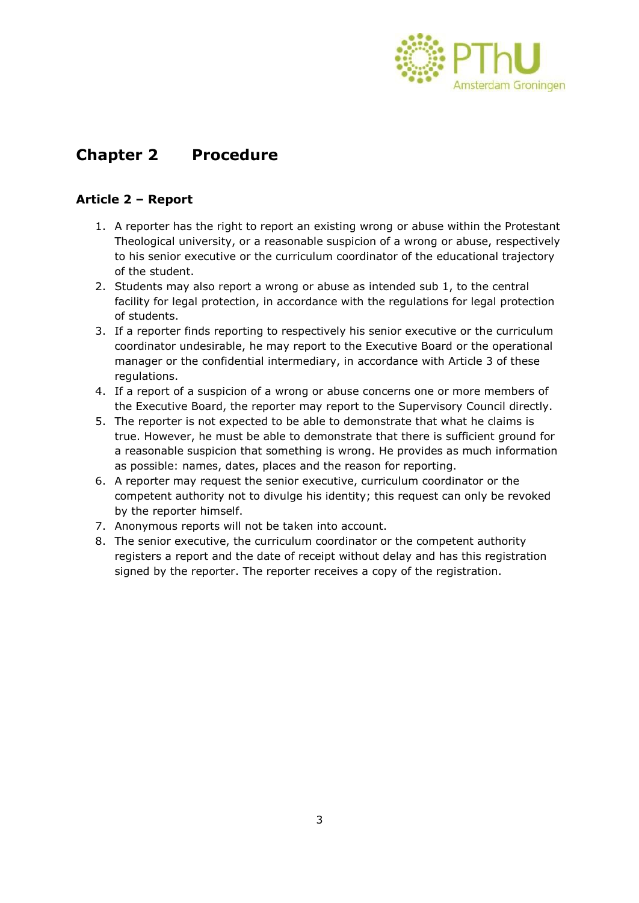## Chapter 2 Procedure

### Article 2 – Report

1. A reporter has the right to report an existing wrong or abuse within the Protestant Theological university, or a reasonable suspicion of a wrong or abuse, respectively to his senior executive or the curriculum coordinator of the educational trajectory of the student.
2. Students may also report a wrong or abuse as intended sub 1, to the central facility for legal protection, in accordance with the regulations for legal protection of students.
3. If a reporter finds reporting to respectively his senior executive or the curriculum coordinator undesirable, he may report to the Executive Board or the operational manager or the confidential intermediary, in accordance with Article 3 of these regulations.
4. If a report of a suspicion of a wrong or abuse concerns one or more members of the Executive Board, the reporter may report to the Supervisory Council directly.
5. The reporter is not expected to be able to demonstrate that what he claims is true. However, he must be able to demonstrate that there is sufficient ground for a reasonable suspicion that something is wrong. He provides as much information as possible: names, dates, places and the reason for reporting.
6. A reporter may request the senior executive, curriculum coordinator or the competent authority not to divulge his identity; this request can only be revoked by the reporter himself.
7. Anonymous reports will not be taken into account.
8. The senior executive, the curriculum coordinator or the competent authority registers a report and the date of receipt without delay and has this registration signed by the reporter. The reporter receives a copy of the registration.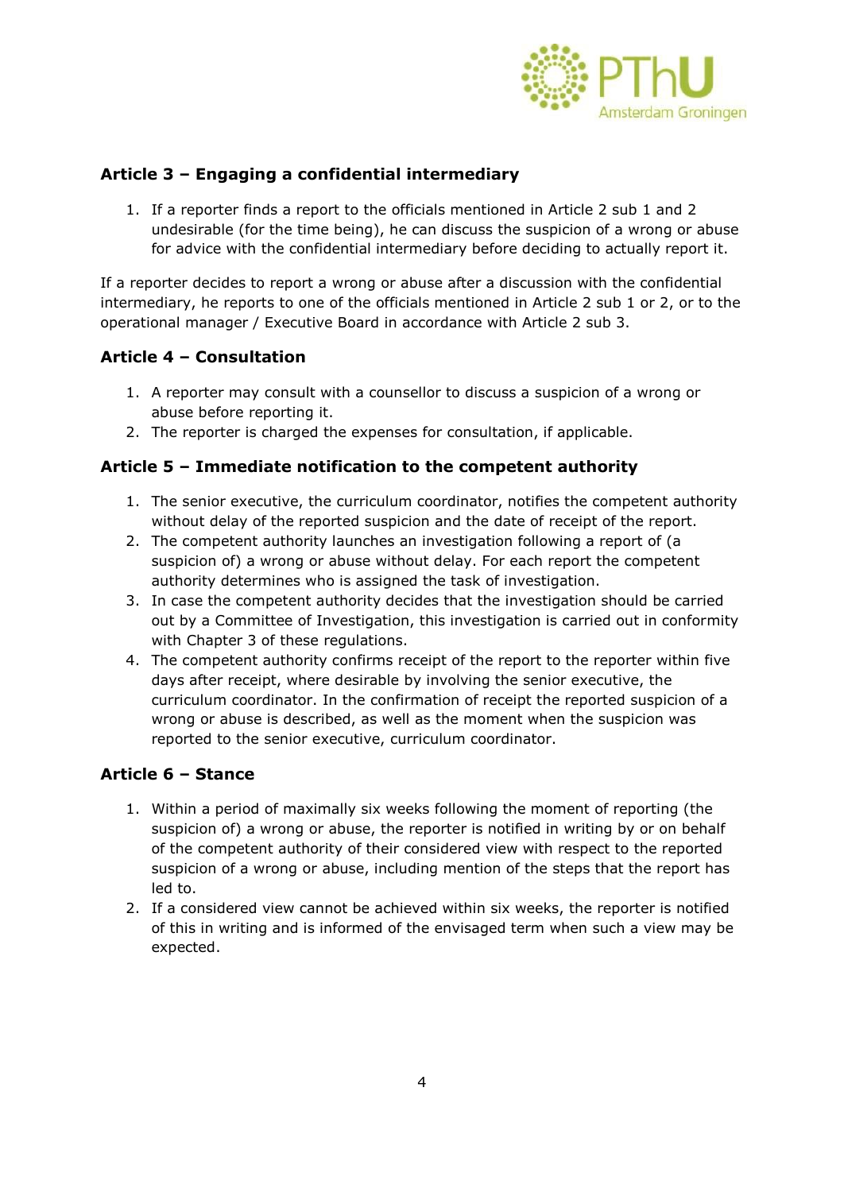## Article 3 – Engaging a confidential intermediary

1. If a reporter finds a report to the officials mentioned in Article 2 sub 1 and 2 undesirable (for the time being), he can discuss the suspicion of a wrong or abuse for advice with the confidential intermediary before deciding to actually report it.

If a reporter decides to report a wrong or abuse after a discussion with the confidential intermediary, he reports to one of the officials mentioned in Article 2 sub 1 or 2, or to the operational manager / Executive Board in accordance with Article 2 sub 3.

## Article 4 – Consultation

1. A reporter may consult with a counsellor to discuss a suspicion of a wrong or abuse before reporting it.
2. The reporter is charged the expenses for consultation, if applicable.

## Article 5 – Immediate notification to the competent authority

1. The senior executive, the curriculum coordinator, notifies the competent authority without delay of the reported suspicion and the date of receipt of the report.
2. The competent authority launches an investigation following a report of (a suspicion of) a wrong or abuse without delay. For each report the competent authority determines who is assigned the task of investigation.
3. In case the competent authority decides that the investigation should be carried out by a Committee of Investigation, this investigation is carried out in conformity with Chapter 3 of these regulations.
4. The competent authority confirms receipt of the report to the reporter within five days after receipt, where desirable by involving the senior executive, the curriculum coordinator. In the confirmation of receipt the reported suspicion of a wrong or abuse is described, as well as the moment when the suspicion was reported to the senior executive, curriculum coordinator.

## Article 6 – Stance

1. Within a period of maximally six weeks following the moment of reporting (the suspicion of) a wrong or abuse, the reporter is notified in writing by or on behalf of the competent authority of their considered view with respect to the reported suspicion of a wrong or abuse, including mention of the steps that the report has led to.
2. If a considered view cannot be achieved within six weeks, the reporter is notified of this in writing and is informed of the envisaged term when such a view may be expected.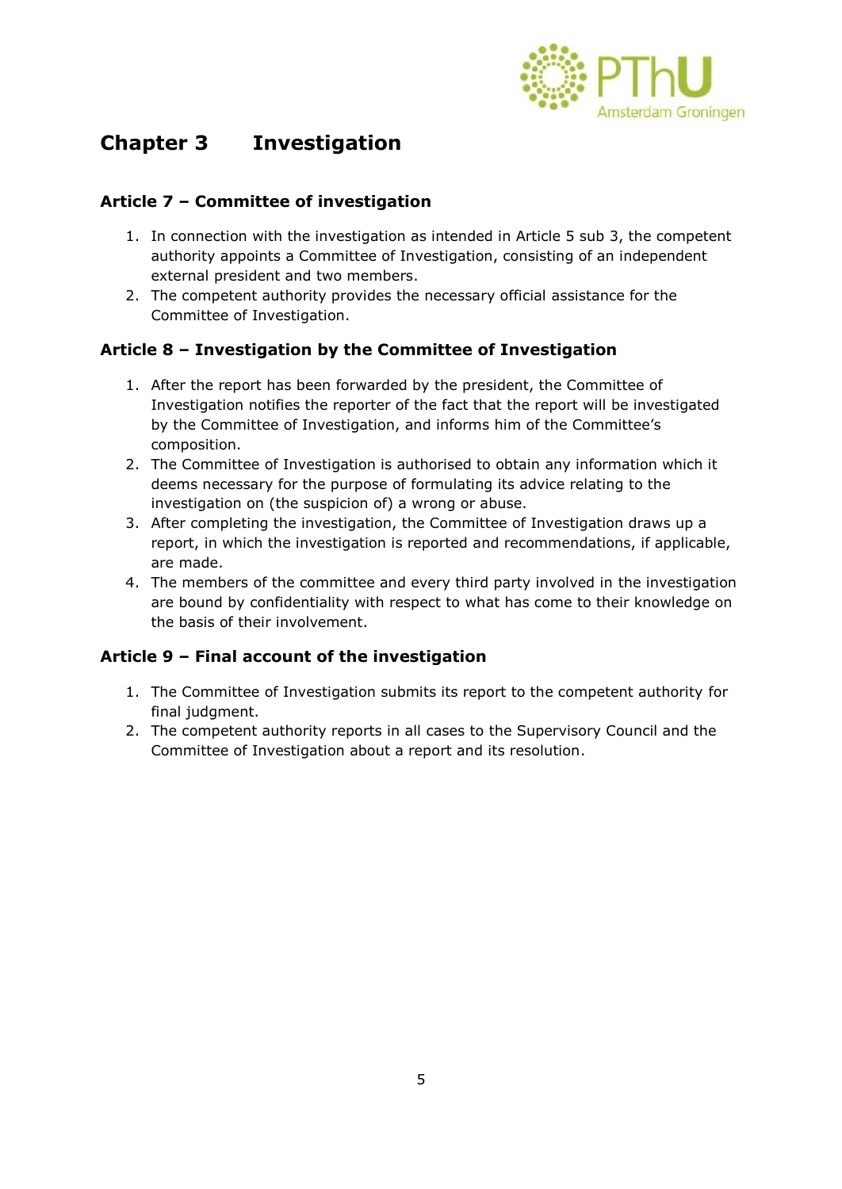# Chapter 3 Investigation

## Article 7 – Committee of investigation

1. In connection with the investigation as intended in Article 5 sub 3, the competent authority appoints a Committee of Investigation, consisting of an independent external president and two members.
2. The competent authority provides the necessary official assistance for the Committee of Investigation.

## Article 8 – Investigation by the Committee of Investigation

1. After the report has been forwarded by the president, the Committee of Investigation notifies the reporter of the fact that the report will be investigated by the Committee of Investigation, and informs him of the Committee's composition.
2. The Committee of Investigation is authorised to obtain any information which it deems necessary for the purpose of formulating its advice relating to the investigation on (the suspicion of) a wrong or abuse.
3. After completing the investigation, the Committee of Investigation draws up a report, in which the investigation is reported and recommendations, if applicable, are made.
4. The members of the committee and every third party involved in the investigation are bound by confidentiality with respect to what has come to their knowledge on the basis of their involvement.

## Article 9 – Final account of the investigation

1. The Committee of Investigation submits its report to the competent authority for final judgment.
2. The competent authority reports in all cases to the Supervisory Council and the Committee of Investigation about a report and its resolution.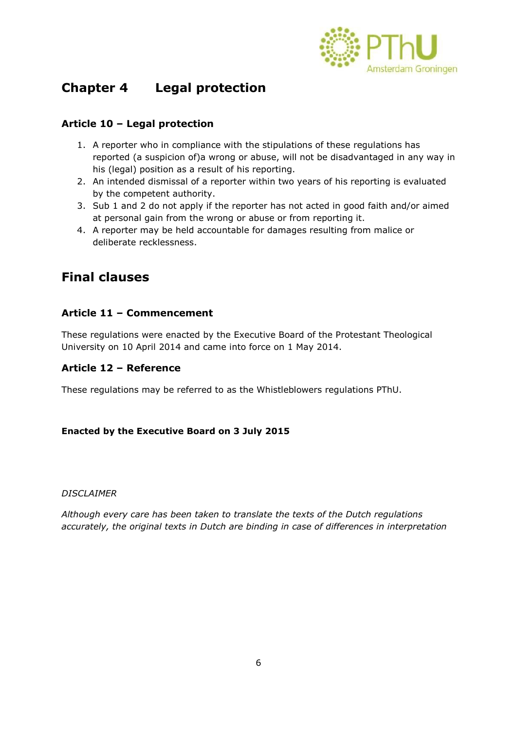## Chapter 4 Legal protection

### Article 10 – Legal protection

1. A reporter who in compliance with the stipulations of these regulations has reported (a suspicion of)a wrong or abuse, will not be disadvantaged in any way in his (legal) position as a result of his reporting.
2. An intended dismissal of a reporter within two years of his reporting is evaluated by the competent authority.
3. Sub 1 and 2 do not apply if the reporter has not acted in good faith and/or aimed at personal gain from the wrong or abuse or from reporting it.
4. A reporter may be held accountable for damages resulting from malice or deliberate recklessness.

## Final clauses

### Article 11 – Commencement

These regulations were enacted by the Executive Board of the Protestant Theological University on 10 April 2014 and came into force on 1 May 2014.

### Article 12 – Reference

These regulations may be referred to as the Whistleblowers regulations PThU.

**Enacted by the Executive Board on 3 July 2015**

*DISCLAIMER*

*Although every care has been taken to translate the texts of the Dutch regulations accurately, the original texts in Dutch are binding in case of differences in interpretation*